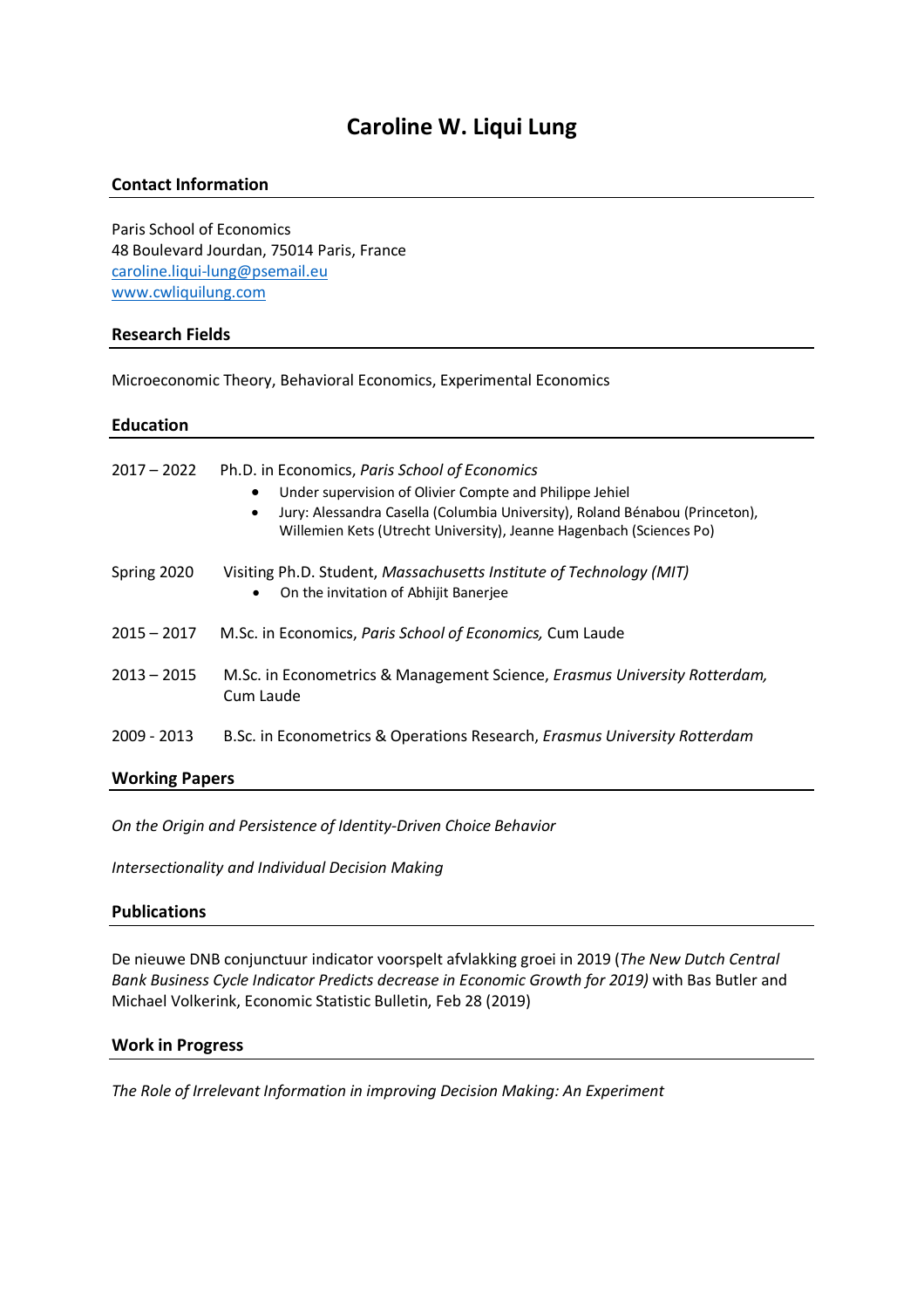# Caroline W. Liqui Lung

## Contact Information

Paris School of Economics
48 Boulevard Jourdan, 75014 Paris, France
[caroline.liqui-lung@psemail.eu](mailto:caroline.liqui-lung@psemail.eu)
[www.cwliquilung.com](http://www.cwliquilung.com)

## Research Fields

Microeconomic Theory, Behavioral Economics, Experimental Economics

## Education

2017 – 2022 Ph.D. in Economics, *Paris School of Economics*

- Under supervision of Olivier Compte and Philippe Jehiel
- Jury: Alessandra Casella (Columbia University), Roland Bénabou (Princeton), Willemien Kets (Utrecht University), Jeanne Hagenbach (Sciences Po)

Spring 2020 Visiting Ph.D. Student, *Massachusetts Institute of Technology (MIT)*

- On the invitation of Abhijit Banerjee

2015 – 2017 M.Sc. in Economics, *Paris School of Economics,* Cum Laude

2013 – 2015 M.Sc. in Econometrics & Management Science, *Erasmus University Rotterdam,* Cum Laude

2009 - 2013 B.Sc. in Econometrics & Operations Research, *Erasmus University Rotterdam*

## Working Papers

*On the Origin and Persistence of Identity-Driven Choice Behavior*

*Intersectionality and Individual Decision Making*

## Publications

De nieuwe DNB conjunctuur indicator voorspelt afvlakking groei in 2019 (*The New Dutch Central Bank Business Cycle Indicator Predicts decrease in Economic Growth for 2019)* with Bas Butler and Michael Volkerink, Economic Statistic Bulletin, Feb 28 (2019)

## Work in Progress

*The Role of Irrelevant Information in improving Decision Making: An Experiment*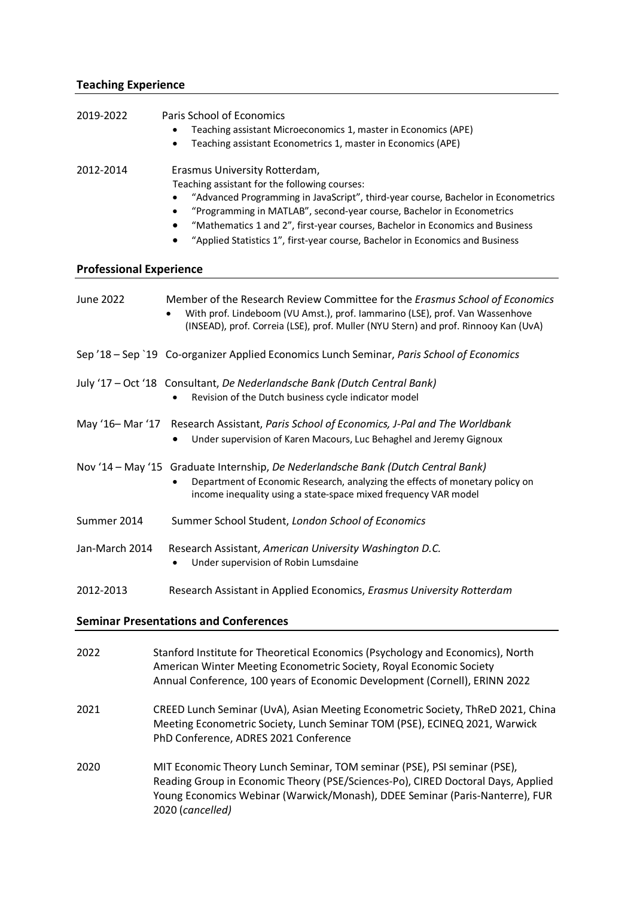## Teaching Experience

2019-2022 Paris School of Economics

- Teaching assistant Microeconomics 1, master in Economics (APE)
- Teaching assistant Econometrics 1, master in Economics (APE)

2012-2014 Erasmus University Rotterdam,

Teaching assistant for the following courses:

- "Advanced Programming in JavaScript", third-year course, Bachelor in Econometrics
- "Programming in MATLAB", second-year course, Bachelor in Econometrics
- "Mathematics 1 and 2", first-year courses, Bachelor in Economics and Business
- "Applied Statistics 1", first-year course, Bachelor in Economics and Business

## Professional Experience

June 2022 Member of the Research Review Committee for the *Erasmus School of Economics*

- With prof. Lindeboom (VU Amst.), prof. Iammarino (LSE), prof. Van Wassenhove (INSEAD), prof. Correia (LSE), prof. Muller (NYU Stern) and prof. Rinnooy Kan (UvA)

Sep '18 – Sep `19 Co-organizer Applied Economics Lunch Seminar, *Paris School of Economics*

July '17 – Oct '18 Consultant, *De Nederlandsche Bank (Dutch Central Bank)*

- Revision of the Dutch business cycle indicator model

May '16– Mar '17 Research Assistant, *Paris School of Economics, J-Pal and The Worldbank*

- Under supervision of Karen Macours, Luc Behaghel and Jeremy Gignoux

Nov '14 – May '15 Graduate Internship, *De Nederlandsche Bank (Dutch Central Bank)*

- Department of Economic Research, analyzing the effects of monetary policy on income inequality using a state-space mixed frequency VAR model

Summer 2014 Summer School Student, *London School of Economics*

Jan-March 2014 Research Assistant, *American University Washington D.C.*

- Under supervision of Robin Lumsdaine

2012-2013 Research Assistant in Applied Economics, *Erasmus University Rotterdam*

## Seminar Presentations and Conferences

2022 Stanford Institute for Theoretical Economics (Psychology and Economics), North American Winter Meeting Econometric Society, Royal Economic Society Annual Conference, 100 years of Economic Development (Cornell), ERINN 2022

2021 CREED Lunch Seminar (UvA), Asian Meeting Econometric Society, ThReD 2021, China Meeting Econometric Society, Lunch Seminar TOM (PSE), ECINEQ 2021, Warwick PhD Conference, ADRES 2021 Conference

2020 MIT Economic Theory Lunch Seminar, TOM seminar (PSE), PSI seminar (PSE), Reading Group in Economic Theory (PSE/Sciences-Po), CIRED Doctoral Days, Applied Young Economics Webinar (Warwick/Monash), DDEE Seminar (Paris-Nanterre), FUR 2020 (*cancelled)*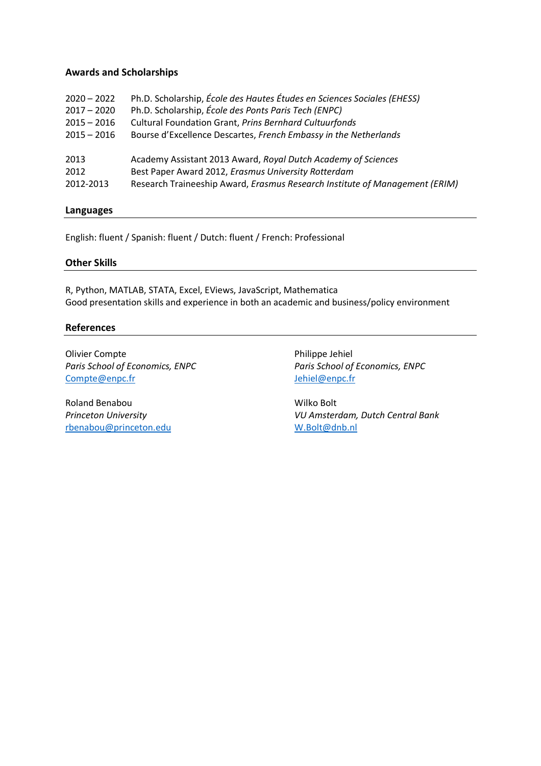## Awards and Scholarships

| | |
|---|---|
| 2020 – 2022 | Ph.D. Scholarship, *École des Hautes Études en Sciences Sociales (EHESS)* |
| 2017 – 2020 | Ph.D. Scholarship, *École des Ponts Paris Tech (ENPC)* |
| 2015 – 2016 | Cultural Foundation Grant, *Prins Bernhard Cultuurfonds* |
| 2015 – 2016 | Bourse d'Excellence Descartes, *French Embassy in the Netherlands* |
| 2013 | Academy Assistant 2013 Award, *Royal Dutch Academy of Sciences* |
| 2012 | Best Paper Award 2012, *Erasmus University Rotterdam* |
| 2012-2013 | Research Traineeship Award, *Erasmus Research Institute of Management (ERIM)* |

## Languages

English: fluent / Spanish: fluent / Dutch: fluent / French: Professional

## Other Skills

R, Python, MATLAB, STATA, Excel, EViews, JavaScript, Mathematica
Good presentation skills and experience in both an academic and business/policy environment

## References

Olivier Compte
*Paris School of Economics, ENPC*
Compte@enpc.fr

Philippe Jehiel
*Paris School of Economics, ENPC*
Jehiel@enpc.fr

Roland Benabou
*Princeton University*
rbenabou@princeton.edu

Wilko Bolt
*VU Amsterdam, Dutch Central Bank*
W.Bolt@dnb.nl